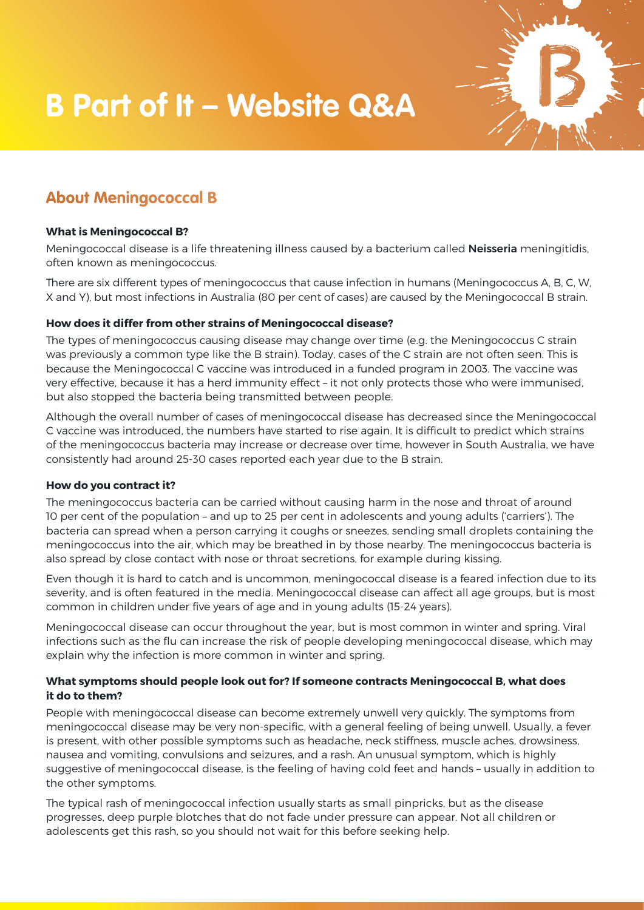# B Part of It – Website Q&A

## About Meningococcal B

**What is Meningococcal B?**

Meningococcal disease is a life threatening illness caused by a bacterium called **Neisseria** meningitidis, often known as meningococcus.

There are six different types of meningococcus that cause infection in humans (Meningococcus A, B, C, W, X and Y), but most infections in Australia (80 per cent of cases) are caused by the Meningococcal B strain.

**How does it differ from other strains of Meningococcal disease?**

The types of meningococcus causing disease may change over time (e.g. the Meningococcus C strain was previously a common type like the B strain). Today, cases of the C strain are not often seen. This is because the Meningococcal C vaccine was introduced in a funded program in 2003. The vaccine was very effective, because it has a herd immunity effect – it not only protects those who were immunised, but also stopped the bacteria being transmitted between people.

Although the overall number of cases of meningococcal disease has decreased since the Meningococcal C vaccine was introduced, the numbers have started to rise again. It is difficult to predict which strains of the meningococcus bacteria may increase or decrease over time, however in South Australia, we have consistently had around 25-30 cases reported each year due to the B strain.

**How do you contract it?**

The meningococcus bacteria can be carried without causing harm in the nose and throat of around 10 per cent of the population – and up to 25 per cent in adolescents and young adults ('carriers'). The bacteria can spread when a person carrying it coughs or sneezes, sending small droplets containing the meningococcus into the air, which may be breathed in by those nearby. The meningococcus bacteria is also spread by close contact with nose or throat secretions, for example during kissing.

Even though it is hard to catch and is uncommon, meningococcal disease is a feared infection due to its severity, and is often featured in the media. Meningococcal disease can affect all age groups, but is most common in children under five years of age and in young adults (15-24 years).

Meningococcal disease can occur throughout the year, but is most common in winter and spring. Viral infections such as the flu can increase the risk of people developing meningococcal disease, which may explain why the infection is more common in winter and spring.

**What symptoms should people look out for? If someone contracts Meningococcal B, what does it do to them?**

People with meningococcal disease can become extremely unwell very quickly. The symptoms from meningococcal disease may be very non-specific, with a general feeling of being unwell. Usually, a fever is present, with other possible symptoms such as headache, neck stiffness, muscle aches, drowsiness, nausea and vomiting, convulsions and seizures, and a rash. An unusual symptom, which is highly suggestive of meningococcal disease, is the feeling of having cold feet and hands – usually in addition to the other symptoms.

The typical rash of meningococcal infection usually starts as small pinpricks, but as the disease progresses, deep purple blotches that do not fade under pressure can appear. Not all children or adolescents get this rash, so you should not wait for this before seeking help.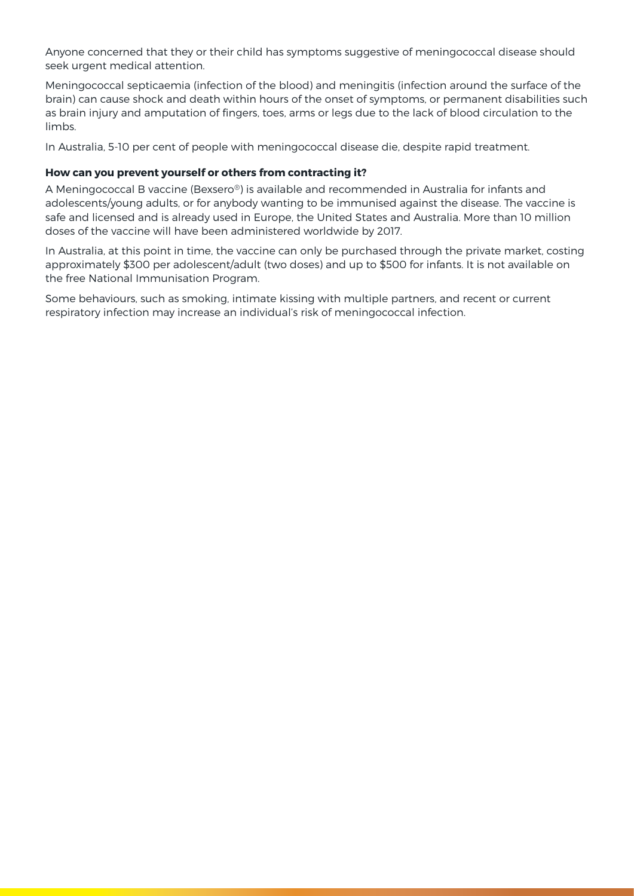Anyone concerned that they or their child has symptoms suggestive of meningococcal disease should seek urgent medical attention.

Meningococcal septicaemia (infection of the blood) and meningitis (infection around the surface of the brain) can cause shock and death within hours of the onset of symptoms, or permanent disabilities such as brain injury and amputation of fingers, toes, arms or legs due to the lack of blood circulation to the limbs.

In Australia, 5-10 per cent of people with meningococcal disease die, despite rapid treatment.

**How can you prevent yourself or others from contracting it?**

A Meningococcal B vaccine (Bexsero®) is available and recommended in Australia for infants and adolescents/young adults, or for anybody wanting to be immunised against the disease. The vaccine is safe and licensed and is already used in Europe, the United States and Australia. More than 10 million doses of the vaccine will have been administered worldwide by 2017.

In Australia, at this point in time, the vaccine can only be purchased through the private market, costing approximately $300 per adolescent/adult (two doses) and up to $500 for infants. It is not available on the free National Immunisation Program.

Some behaviours, such as smoking, intimate kissing with multiple partners, and recent or current respiratory infection may increase an individual's risk of meningococcal infection.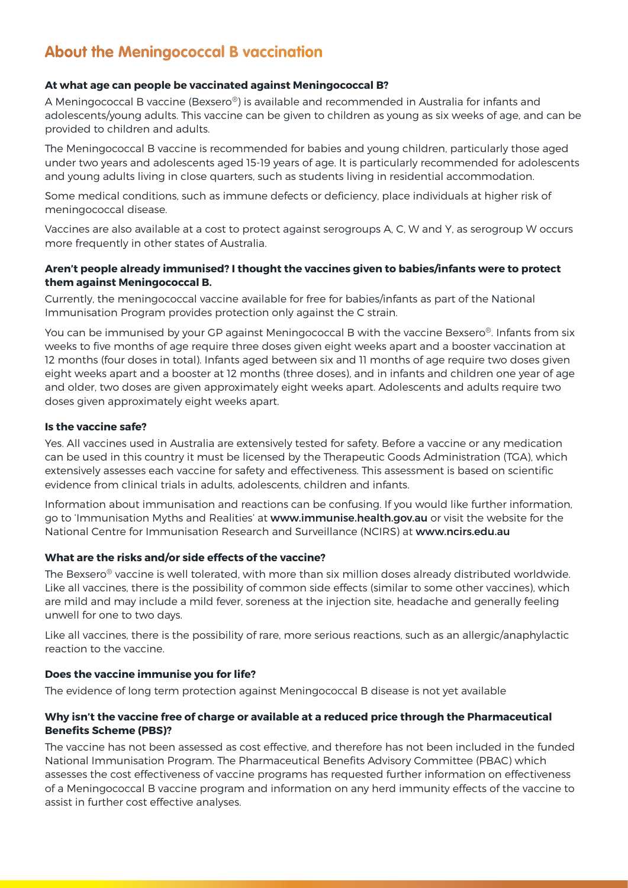## About the Meningococcal B vaccination

**At what age can people be vaccinated against Meningococcal B?**

A Meningococcal B vaccine (Bexsero®) is available and recommended in Australia for infants and adolescents/young adults. This vaccine can be given to children as young as six weeks of age, and can be provided to children and adults.

The Meningococcal B vaccine is recommended for babies and young children, particularly those aged under two years and adolescents aged 15-19 years of age. It is particularly recommended for adolescents and young adults living in close quarters, such as students living in residential accommodation.

Some medical conditions, such as immune defects or deficiency, place individuals at higher risk of meningococcal disease.

Vaccines are also available at a cost to protect against serogroups A, C, W and Y, as serogroup W occurs more frequently in other states of Australia.

**Aren't people already immunised? I thought the vaccines given to babies/infants were to protect them against Meningococcal B.**

Currently, the meningococcal vaccine available for free for babies/infants as part of the National Immunisation Program provides protection only against the C strain.

You can be immunised by your GP against Meningococcal B with the vaccine Bexsero®. Infants from six weeks to five months of age require three doses given eight weeks apart and a booster vaccination at 12 months (four doses in total). Infants aged between six and 11 months of age require two doses given eight weeks apart and a booster at 12 months (three doses), and in infants and children one year of age and older, two doses are given approximately eight weeks apart. Adolescents and adults require two doses given approximately eight weeks apart.

**Is the vaccine safe?**

Yes. All vaccines used in Australia are extensively tested for safety. Before a vaccine or any medication can be used in this country it must be licensed by the Therapeutic Goods Administration (TGA), which extensively assesses each vaccine for safety and effectiveness. This assessment is based on scientific evidence from clinical trials in adults, adolescents, children and infants.

Information about immunisation and reactions can be confusing. If you would like further information, go to 'Immunisation Myths and Realities' at **www.immunise.health.gov.au** or visit the website for the National Centre for Immunisation Research and Surveillance (NCIRS) at **www.ncirs.edu.au**

**What are the risks and/or side effects of the vaccine?**

The Bexsero® vaccine is well tolerated, with more than six million doses already distributed worldwide. Like all vaccines, there is the possibility of common side effects (similar to some other vaccines), which are mild and may include a mild fever, soreness at the injection site, headache and generally feeling unwell for one to two days.

Like all vaccines, there is the possibility of rare, more serious reactions, such as an allergic/anaphylactic reaction to the vaccine.

**Does the vaccine immunise you for life?**

The evidence of long term protection against Meningococcal B disease is not yet available

**Why isn't the vaccine free of charge or available at a reduced price through the Pharmaceutical Benefits Scheme (PBS)?**

The vaccine has not been assessed as cost effective, and therefore has not been included in the funded National Immunisation Program. The Pharmaceutical Benefits Advisory Committee (PBAC) which assesses the cost effectiveness of vaccine programs has requested further information on effectiveness of a Meningococcal B vaccine program and information on any herd immunity effects of the vaccine to assist in further cost effective analyses.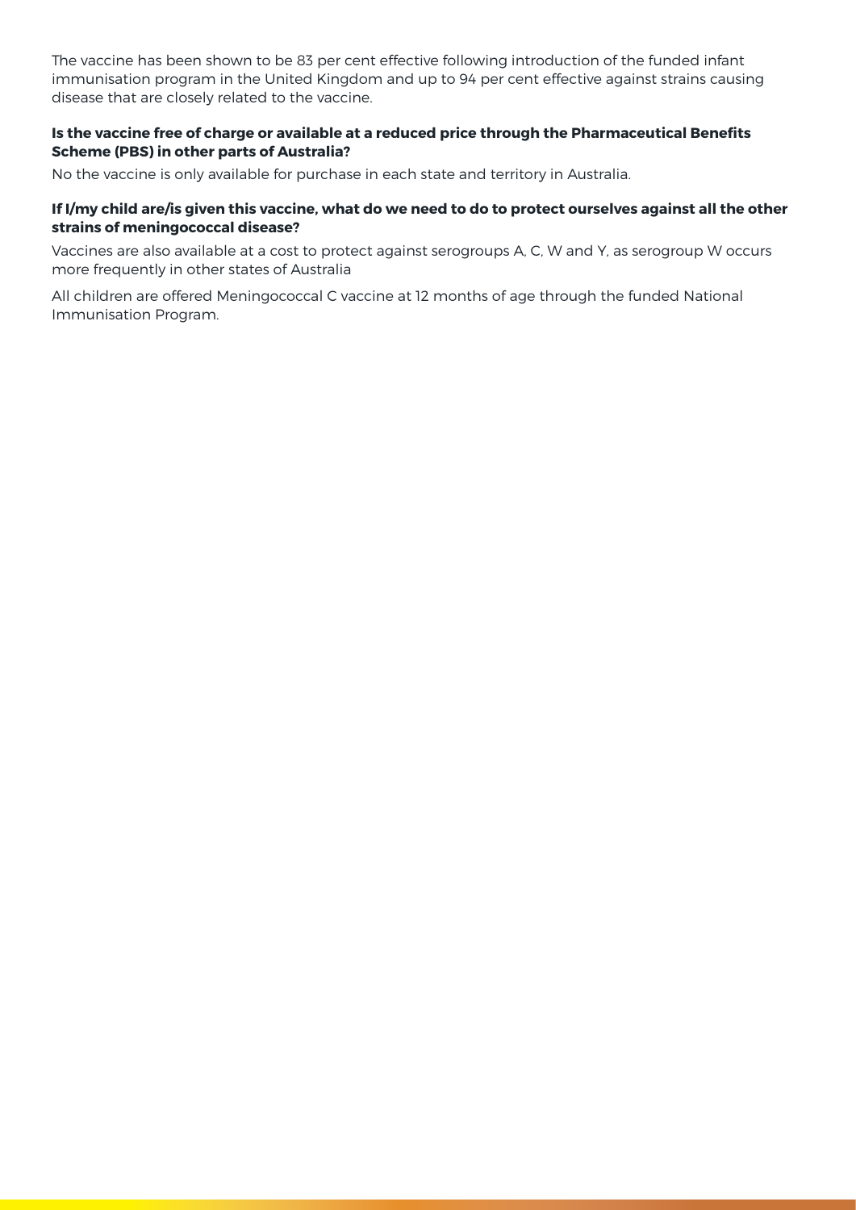The vaccine has been shown to be 83 per cent effective following introduction of the funded infant immunisation program in the United Kingdom and up to 94 per cent effective against strains causing disease that are closely related to the vaccine.

**Is the vaccine free of charge or available at a reduced price through the Pharmaceutical Benefits Scheme (PBS) in other parts of Australia?**

No the vaccine is only available for purchase in each state and territory in Australia.

**If I/my child are/is given this vaccine, what do we need to do to protect ourselves against all the other strains of meningococcal disease?**

Vaccines are also available at a cost to protect against serogroups A, C, W and Y, as serogroup W occurs more frequently in other states of Australia

All children are offered Meningococcal C vaccine at 12 months of age through the funded National Immunisation Program.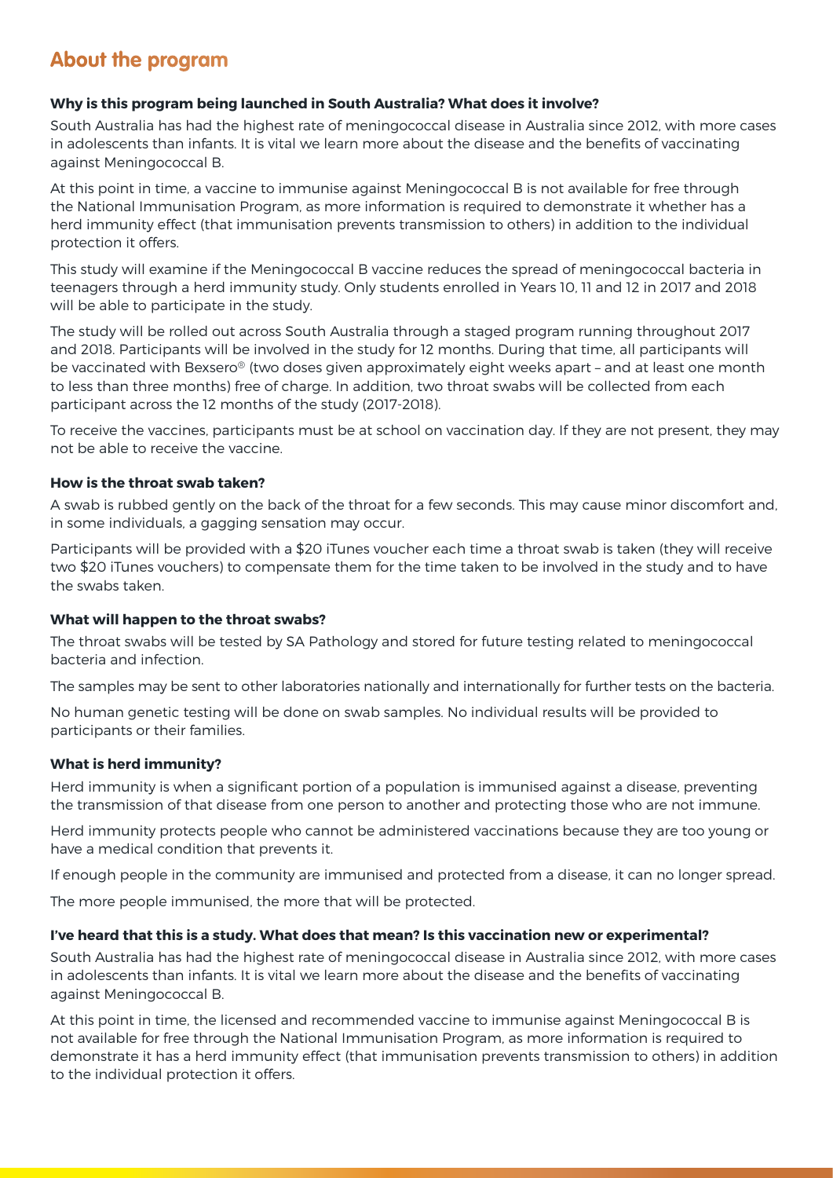## About the program

**Why is this program being launched in South Australia? What does it involve?**

South Australia has had the highest rate of meningococcal disease in Australia since 2012, with more cases in adolescents than infants. It is vital we learn more about the disease and the benefits of vaccinating against Meningococcal B.

At this point in time, a vaccine to immunise against Meningococcal B is not available for free through the National Immunisation Program, as more information is required to demonstrate it whether has a herd immunity effect (that immunisation prevents transmission to others) in addition to the individual protection it offers.

This study will examine if the Meningococcal B vaccine reduces the spread of meningococcal bacteria in teenagers through a herd immunity study. Only students enrolled in Years 10, 11 and 12 in 2017 and 2018 will be able to participate in the study.

The study will be rolled out across South Australia through a staged program running throughout 2017 and 2018. Participants will be involved in the study for 12 months. During that time, all participants will be vaccinated with Bexsero® (two doses given approximately eight weeks apart – and at least one month to less than three months) free of charge. In addition, two throat swabs will be collected from each participant across the 12 months of the study (2017-2018).

To receive the vaccines, participants must be at school on vaccination day. If they are not present, they may not be able to receive the vaccine.

**How is the throat swab taken?**

A swab is rubbed gently on the back of the throat for a few seconds. This may cause minor discomfort and, in some individuals, a gagging sensation may occur.

Participants will be provided with a $20 iTunes voucher each time a throat swab is taken (they will receive two $20 iTunes vouchers) to compensate them for the time taken to be involved in the study and to have the swabs taken.

**What will happen to the throat swabs?**

The throat swabs will be tested by SA Pathology and stored for future testing related to meningococcal bacteria and infection.

The samples may be sent to other laboratories nationally and internationally for further tests on the bacteria.

No human genetic testing will be done on swab samples. No individual results will be provided to participants or their families.

**What is herd immunity?**

Herd immunity is when a significant portion of a population is immunised against a disease, preventing the transmission of that disease from one person to another and protecting those who are not immune.

Herd immunity protects people who cannot be administered vaccinations because they are too young or have a medical condition that prevents it.

If enough people in the community are immunised and protected from a disease, it can no longer spread.

The more people immunised, the more that will be protected.

**I've heard that this is a study. What does that mean? Is this vaccination new or experimental?**

South Australia has had the highest rate of meningococcal disease in Australia since 2012, with more cases in adolescents than infants. It is vital we learn more about the disease and the benefits of vaccinating against Meningococcal B.

At this point in time, the licensed and recommended vaccine to immunise against Meningococcal B is not available for free through the National Immunisation Program, as more information is required to demonstrate it has a herd immunity effect (that immunisation prevents transmission to others) in addition to the individual protection it offers.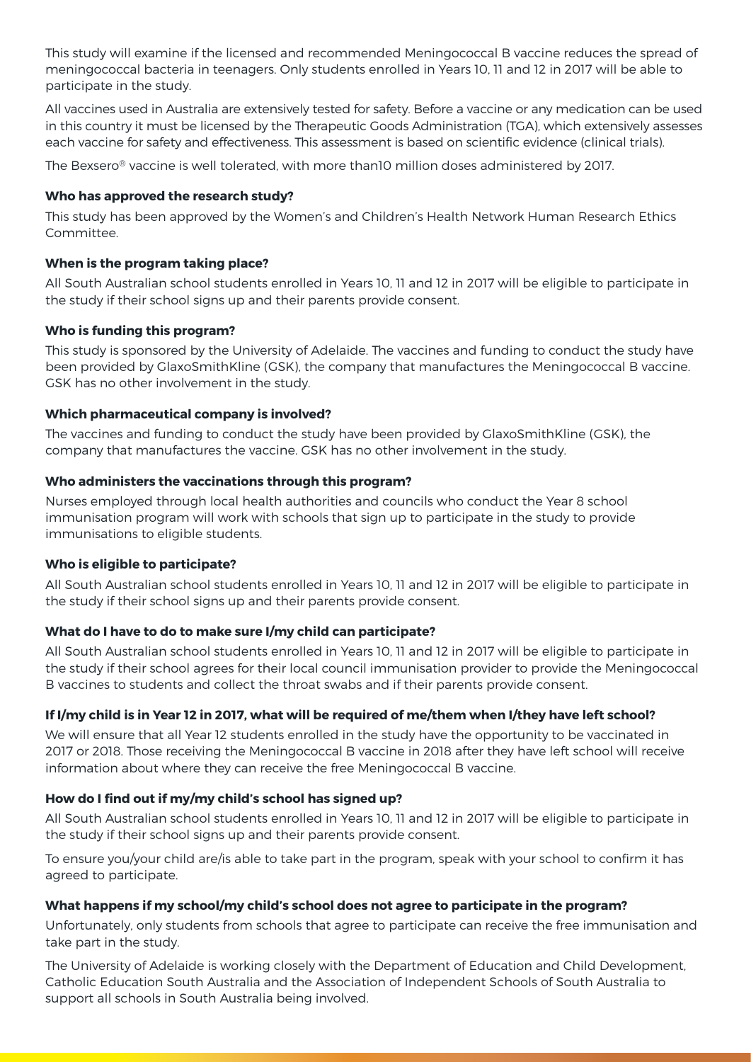This study will examine if the licensed and recommended Meningococcal B vaccine reduces the spread of meningococcal bacteria in teenagers. Only students enrolled in Years 10, 11 and 12 in 2017 will be able to participate in the study.

All vaccines used in Australia are extensively tested for safety. Before a vaccine or any medication can be used in this country it must be licensed by the Therapeutic Goods Administration (TGA), which extensively assesses each vaccine for safety and effectiveness. This assessment is based on scientific evidence (clinical trials).

The Bexsero® vaccine is well tolerated, with more than10 million doses administered by 2017.

### Who has approved the research study?

This study has been approved by the Women's and Children's Health Network Human Research Ethics Committee.

### When is the program taking place?

All South Australian school students enrolled in Years 10, 11 and 12 in 2017 will be eligible to participate in the study if their school signs up and their parents provide consent.

### Who is funding this program?

This study is sponsored by the University of Adelaide. The vaccines and funding to conduct the study have been provided by GlaxoSmithKline (GSK), the company that manufactures the Meningococcal B vaccine. GSK has no other involvement in the study.

### Which pharmaceutical company is involved?

The vaccines and funding to conduct the study have been provided by GlaxoSmithKline (GSK), the company that manufactures the vaccine. GSK has no other involvement in the study.

### Who administers the vaccinations through this program?

Nurses employed through local health authorities and councils who conduct the Year 8 school immunisation program will work with schools that sign up to participate in the study to provide immunisations to eligible students.

### Who is eligible to participate?

All South Australian school students enrolled in Years 10, 11 and 12 in 2017 will be eligible to participate in the study if their school signs up and their parents provide consent.

### What do I have to do to make sure I/my child can participate?

All South Australian school students enrolled in Years 10, 11 and 12 in 2017 will be eligible to participate in the study if their school agrees for their local council immunisation provider to provide the Meningococcal B vaccines to students and collect the throat swabs and if their parents provide consent.

### If I/my child is in Year 12 in 2017, what will be required of me/them when I/they have left school?

We will ensure that all Year 12 students enrolled in the study have the opportunity to be vaccinated in 2017 or 2018. Those receiving the Meningococcal B vaccine in 2018 after they have left school will receive information about where they can receive the free Meningococcal B vaccine.

### How do I find out if my/my child's school has signed up?

All South Australian school students enrolled in Years 10, 11 and 12 in 2017 will be eligible to participate in the study if their school signs up and their parents provide consent.

To ensure you/your child are/is able to take part in the program, speak with your school to confirm it has agreed to participate.

### What happens if my school/my child's school does not agree to participate in the program?

Unfortunately, only students from schools that agree to participate can receive the free immunisation and take part in the study.

The University of Adelaide is working closely with the Department of Education and Child Development, Catholic Education South Australia and the Association of Independent Schools of South Australia to support all schools in South Australia being involved.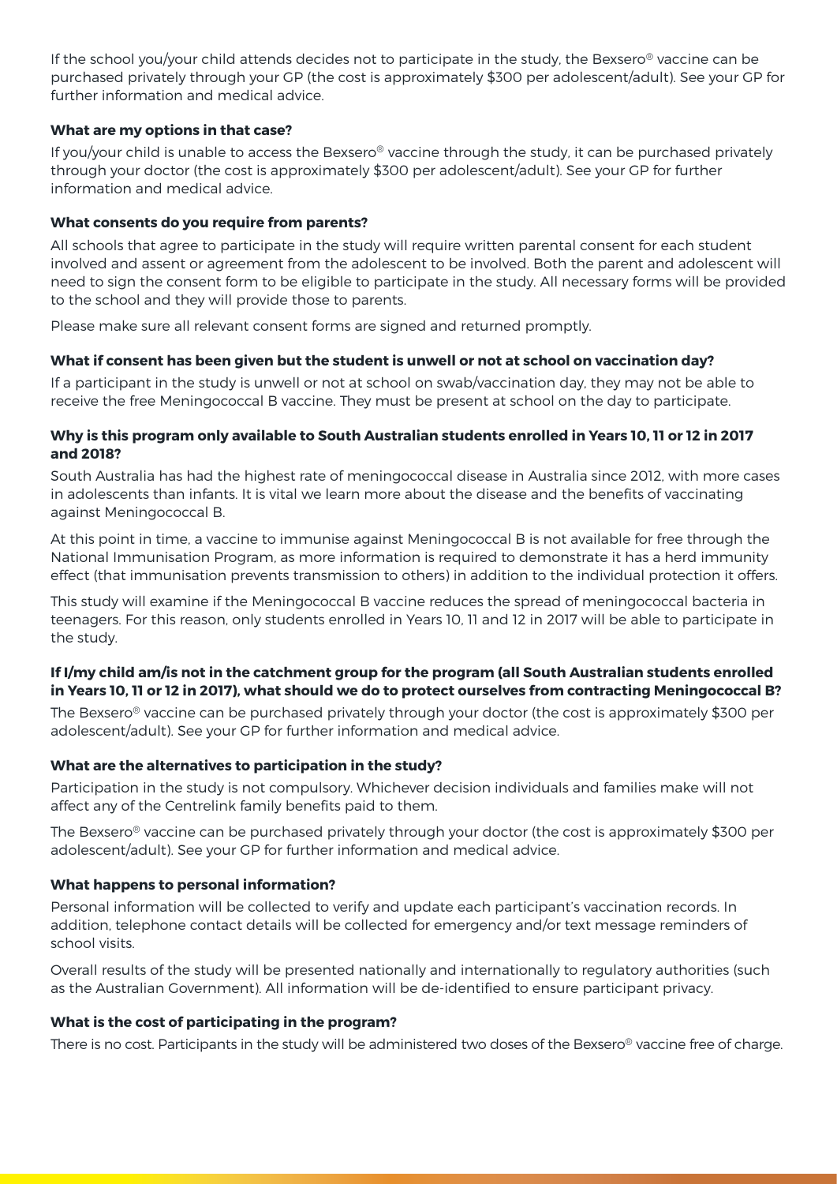If the school you/your child attends decides not to participate in the study, the Bexsero® vaccine can be purchased privately through your GP (the cost is approximately $300 per adolescent/adult). See your GP for further information and medical advice.

**What are my options in that case?**

If you/your child is unable to access the Bexsero® vaccine through the study, it can be purchased privately through your doctor (the cost is approximately $300 per adolescent/adult). See your GP for further information and medical advice.

**What consents do you require from parents?**

All schools that agree to participate in the study will require written parental consent for each student involved and assent or agreement from the adolescent to be involved. Both the parent and adolescent will need to sign the consent form to be eligible to participate in the study. All necessary forms will be provided to the school and they will provide those to parents.

Please make sure all relevant consent forms are signed and returned promptly.

**What if consent has been given but the student is unwell or not at school on vaccination day?**

If a participant in the study is unwell or not at school on swab/vaccination day, they may not be able to receive the free Meningococcal B vaccine. They must be present at school on the day to participate.

**Why is this program only available to South Australian students enrolled in Years 10, 11 or 12 in 2017 and 2018?**

South Australia has had the highest rate of meningococcal disease in Australia since 2012, with more cases in adolescents than infants. It is vital we learn more about the disease and the benefits of vaccinating against Meningococcal B.

At this point in time, a vaccine to immunise against Meningococcal B is not available for free through the National Immunisation Program, as more information is required to demonstrate it has a herd immunity effect (that immunisation prevents transmission to others) in addition to the individual protection it offers.

This study will examine if the Meningococcal B vaccine reduces the spread of meningococcal bacteria in teenagers. For this reason, only students enrolled in Years 10, 11 and 12 in 2017 will be able to participate in the study.

**If I/my child am/is not in the catchment group for the program (all South Australian students enrolled in Years 10, 11 or 12 in 2017), what should we do to protect ourselves from contracting Meningococcal B?**

The Bexsero® vaccine can be purchased privately through your doctor (the cost is approximately $300 per adolescent/adult). See your GP for further information and medical advice.

**What are the alternatives to participation in the study?**

Participation in the study is not compulsory. Whichever decision individuals and families make will not affect any of the Centrelink family benefits paid to them.

The Bexsero® vaccine can be purchased privately through your doctor (the cost is approximately $300 per adolescent/adult). See your GP for further information and medical advice.

**What happens to personal information?**

Personal information will be collected to verify and update each participant's vaccination records. In addition, telephone contact details will be collected for emergency and/or text message reminders of school visits.

Overall results of the study will be presented nationally and internationally to regulatory authorities (such as the Australian Government). All information will be de-identified to ensure participant privacy.

**What is the cost of participating in the program?**

There is no cost. Participants in the study will be administered two doses of the Bexsero® vaccine free of charge.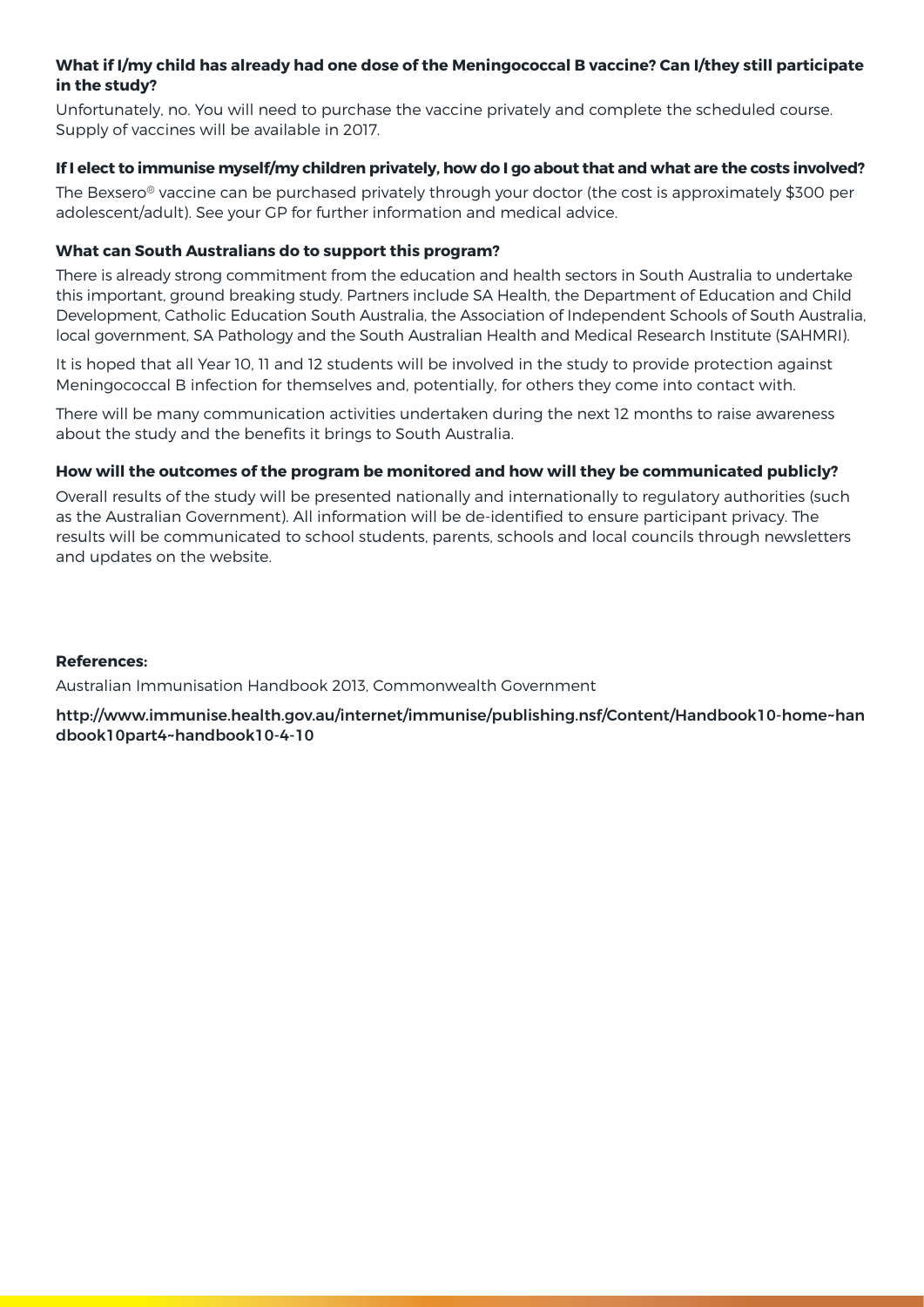**What if I/my child has already had one dose of the Meningococcal B vaccine? Can I/they still participate in the study?**

Unfortunately, no. You will need to purchase the vaccine privately and complete the scheduled course. Supply of vaccines will be available in 2017.

**If I elect to immunise myself/my children privately, how do I go about that and what are the costs involved?**

The Bexsero® vaccine can be purchased privately through your doctor (the cost is approximately $300 per adolescent/adult). See your GP for further information and medical advice.

**What can South Australians do to support this program?**

There is already strong commitment from the education and health sectors in South Australia to undertake this important, ground breaking study. Partners include SA Health, the Department of Education and Child Development, Catholic Education South Australia, the Association of Independent Schools of South Australia, local government, SA Pathology and the South Australian Health and Medical Research Institute (SAHMRI).

It is hoped that all Year 10, 11 and 12 students will be involved in the study to provide protection against Meningococcal B infection for themselves and, potentially, for others they come into contact with.

There will be many communication activities undertaken during the next 12 months to raise awareness about the study and the benefits it brings to South Australia.

**How will the outcomes of the program be monitored and how will they be communicated publicly?**

Overall results of the study will be presented nationally and internationally to regulatory authorities (such as the Australian Government). All information will be de-identified to ensure participant privacy. The results will be communicated to school students, parents, schools and local councils through newsletters and updates on the website.

**References:**

Australian Immunisation Handbook 2013, Commonwealth Government

**http://www.immunise.health.gov.au/internet/immunise/publishing.nsf/Content/Handbook10-home~handbook10part4~handbook10-4-10**